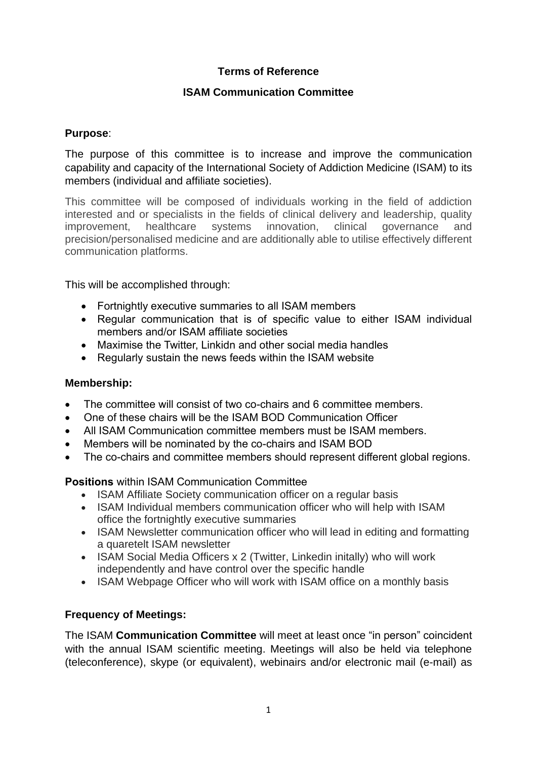**Terms of Reference**

**ISAM Communication Committee**

**Purpose**:

The purpose of this committee is to increase and improve the communication capability and capacity of the International Society of Addiction Medicine (ISAM) to its members (individual and affiliate societies).

This committee will be composed of individuals working in the field of addiction interested and or specialists in the fields of clinical delivery and leadership, quality improvement, healthcare systems innovation, clinical governance and precision/personalised medicine and are additionally able to utilise effectively different communication platforms.

This will be accomplished through:

- Fortnightly executive summaries to all ISAM members
- Regular communication that is of specific value to either ISAM individual members and/or ISAM affiliate societies
- Maximise the Twitter, Linkidn and other social media handles
- Regularly sustain the news feeds within the ISAM website

**Membership:**

- The committee will consist of two co-chairs and 6 committee members.
- One of these chairs will be the ISAM BOD Communication Officer
- All ISAM Communication committee members must be ISAM members.
- Members will be nominated by the co-chairs and ISAM BOD
- The co-chairs and committee members should represent different global regions.

**Positions** within ISAM Communication Committee

- ISAM Affiliate Society communication officer on a regular basis
- ISAM Individual members communication officer who will help with ISAM office the fortnightly executive summaries
- ISAM Newsletter communication officer who will lead in editing and formatting a quaretelt ISAM newsletter
- ISAM Social Media Officers x 2 (Twitter, Linkedin initally) who will work independently and have control over the specific handle
- ISAM Webpage Officer who will work with ISAM office on a monthly basis

**Frequency of Meetings:**

The ISAM **Communication Committee** will meet at least once "in person" coincident with the annual ISAM scientific meeting. Meetings will also be held via telephone (teleconference), skype (or equivalent), webinairs and/or electronic mail (e-mail) as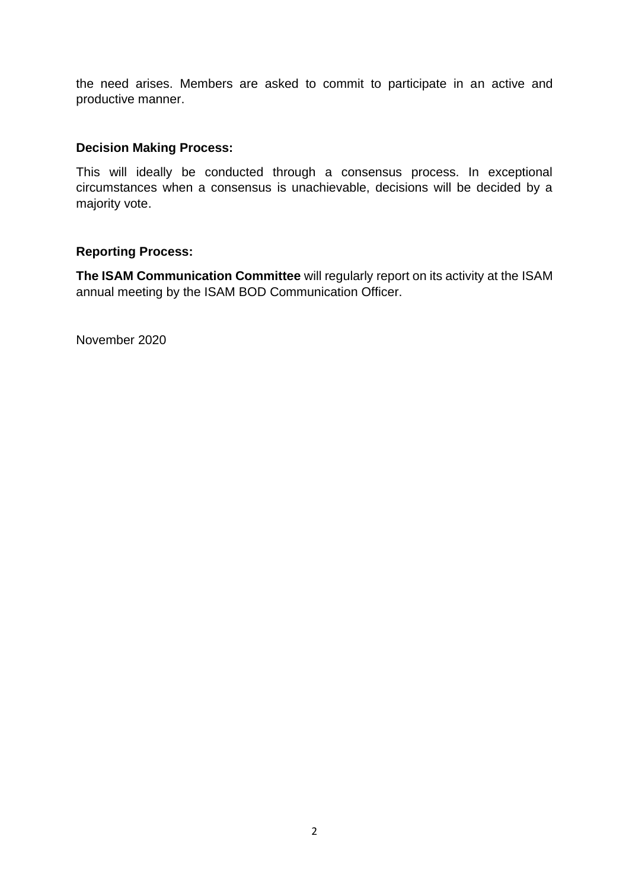the need arises. Members are asked to commit to participate in an active and productive manner.

**Decision Making Process:**

This will ideally be conducted through a consensus process. In exceptional circumstances when a consensus is unachievable, decisions will be decided by a majority vote.

**Reporting Process:**

**The ISAM Communication Committee** will regularly report on its activity at the ISAM annual meeting by the ISAM BOD Communication Officer.

November 2020